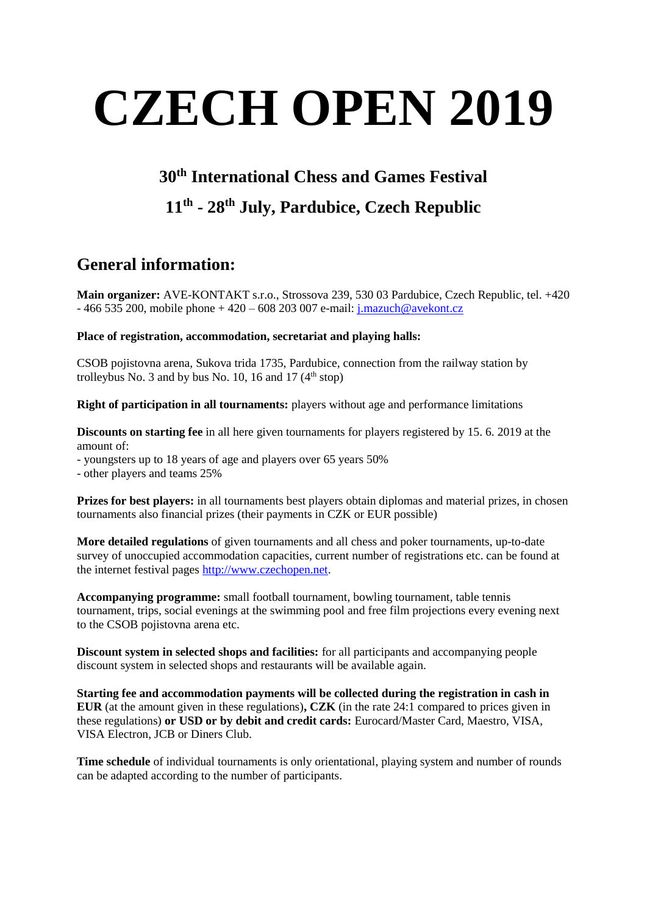# CZECH OPEN 2019

## 30th International Chess and Games Festival

## 11th - 28th July, Pardubice, Czech Republic

## General information:

**Main organizer:** AVE-KONTAKT s.r.o., Strossova 239, 530 03 Pardubice, Czech Republic, tel. +420 - 466 535 200, mobile phone + 420 – 608 203 007 e-mail: j.mazuch@avekont.cz

**Place of registration, accommodation, secretariat and playing halls:**

CSOB pojistovna arena, Sukova trida 1735, Pardubice, connection from the railway station by trolleybus No. 3 and by bus No. 10, 16 and 17 (4th stop)

**Right of participation in all tournaments:** players without age and performance limitations

**Discounts on starting fee** in all here given tournaments for players registered by 15. 6. 2019 at the amount of:

- youngsters up to 18 years of age and players over 65 years 50%
- other players and teams 25%

**Prizes for best players:** in all tournaments best players obtain diplomas and material prizes, in chosen tournaments also financial prizes (their payments in CZK or EUR possible)

**More detailed regulations** of given tournaments and all chess and poker tournaments, up-to-date survey of unoccupied accommodation capacities, current number of registrations etc. can be found at the internet festival pages http://www.czechopen.net.

**Accompanying programme:** small football tournament, bowling tournament, table tennis tournament, trips, social evenings at the swimming pool and free film projections every evening next to the CSOB pojistovna arena etc.

**Discount system in selected shops and facilities:** for all participants and accompanying people discount system in selected shops and restaurants will be available again.

**Starting fee and accommodation payments will be collected during the registration in cash in EUR** (at the amount given in these regulations)**, CZK** (in the rate 24:1 compared to prices given in these regulations) **or USD or by debit and credit cards:** Eurocard/Master Card, Maestro, VISA, VISA Electron, JCB or Diners Club.

**Time schedule** of individual tournaments is only orientational, playing system and number of rounds can be adapted according to the number of participants.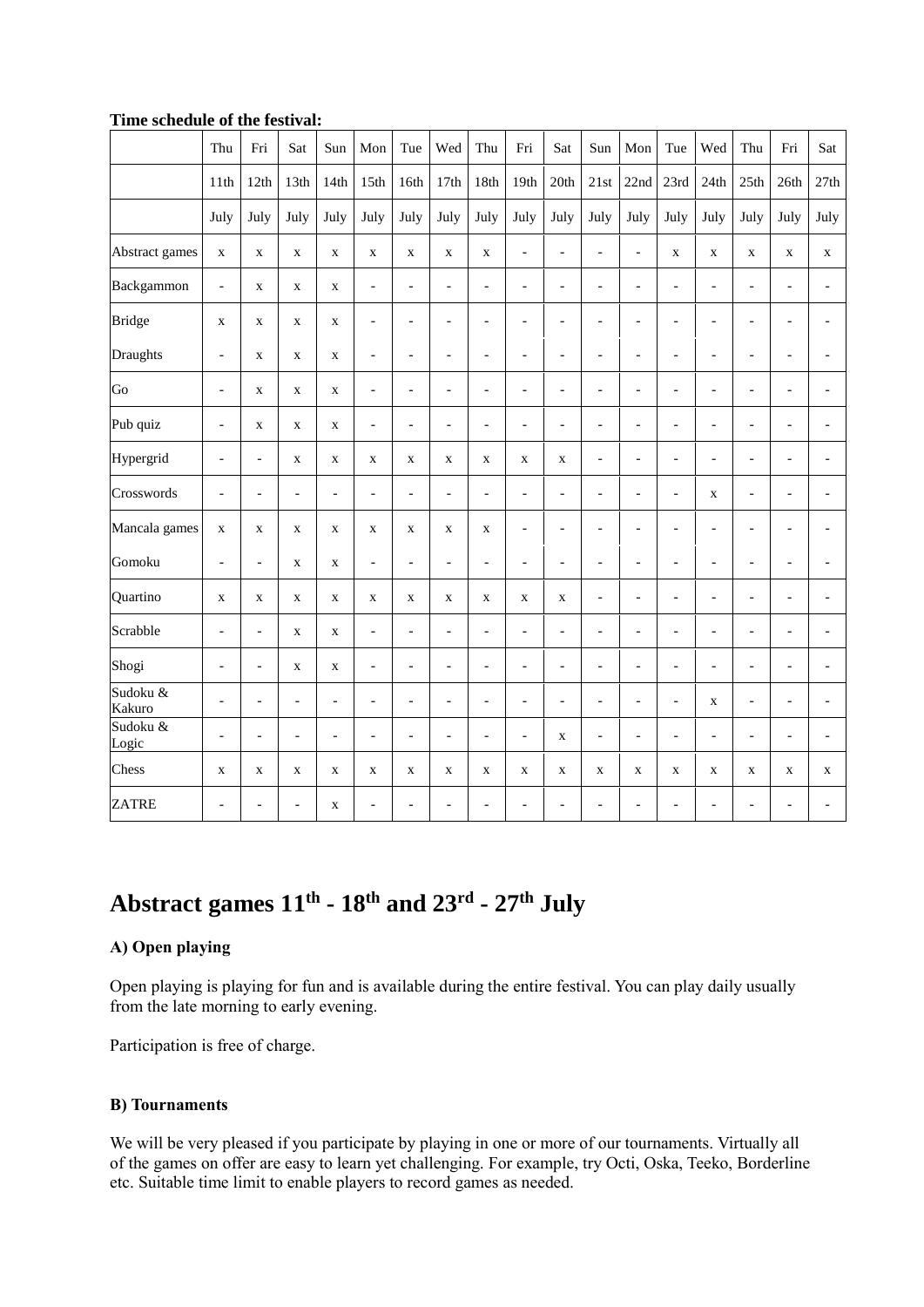**Time schedule of the festival:**

| | Thu | Fri | Sat | Sun | Mon | Tue | Wed | Thu | Fri | Sat | Sun | Mon | Tue | Wed | Thu | Fri | Sat |
|---|---|---|---|---|---|---|---|---|---|---|---|---|---|---|---|---|---|
| | 11th | 12th | 13th | 14th | 15th | 16th | 17th | 18th | 19th | 20th | 21st | 22nd | 23rd | 24th | 25th | 26th | 27th |
| | July | July | July | July | July | July | July | July | July | July | July | July | July | July | July | July | July |
| Abstract games | x | x | x | x | x | x | x | x | - | - | - | - | x | x | x | x | x |
| Backgammon | - | x | x | x | - | - | - | - | - | - | - | - | - | - | - | - | - |
| Bridge | x | x | x | x | - | - | - | - | - | - | - | - | - | - | - | - | - |
| Draughts | - | x | x | x | - | - | - | - | - | - | - | - | - | - | - | - | - |
| Go | - | x | x | x | - | - | - | - | - | - | - | - | - | - | - | - | - |
| Pub quiz | - | x | x | x | - | - | - | - | - | - | - | - | - | - | - | - | - |
| Hypergrid | - | - | x | x | x | x | x | x | x | x | - | - | - | - | - | - | - |
| Crosswords | - | - | - | - | - | - | - | - | - | - | - | - | - | x | - | - | - |
| Mancala games | x | x | x | x | x | x | x | x | - | - | - | - | - | - | - | - | - |
| Gomoku | - | - | x | x | - | - | - | - | - | - | - | - | - | - | - | - | - |
| Quartino | x | x | x | x | x | x | x | x | x | x | - | - | - | - | - | - | - |
| Scrabble | - | - | x | x | - | - | - | - | - | - | - | - | - | - | - | - | - |
| Shogi | - | - | x | x | - | - | - | - | - | - | - | - | - | - | - | - | - |
| Sudoku & Kakuro | - | - | - | - | - | - | - | - | - | - | - | - | - | x | - | - | - |
| Sudoku & Logic | - | - | - | - | - | - | - | - | - | x | - | - | - | - | - | - | - |
| Chess | x | x | x | x | x | x | x | x | x | x | x | x | x | x | x | x | x |
| ZATRE | - | - | - | x | - | - | - | - | - | - | - | - | - | - | - | - | - |

# Abstract games 11th - 18th and 23rd - 27th July

### A) Open playing

Open playing is playing for fun and is available during the entire festival. You can play daily usually from the late morning to early evening.

Participation is free of charge.

### B) Tournaments

We will be very pleased if you participate by playing in one or more of our tournaments. Virtually all of the games on offer are easy to learn yet challenging. For example, try Octi, Oska, Teeko, Borderline etc. Suitable time limit to enable players to record games as needed.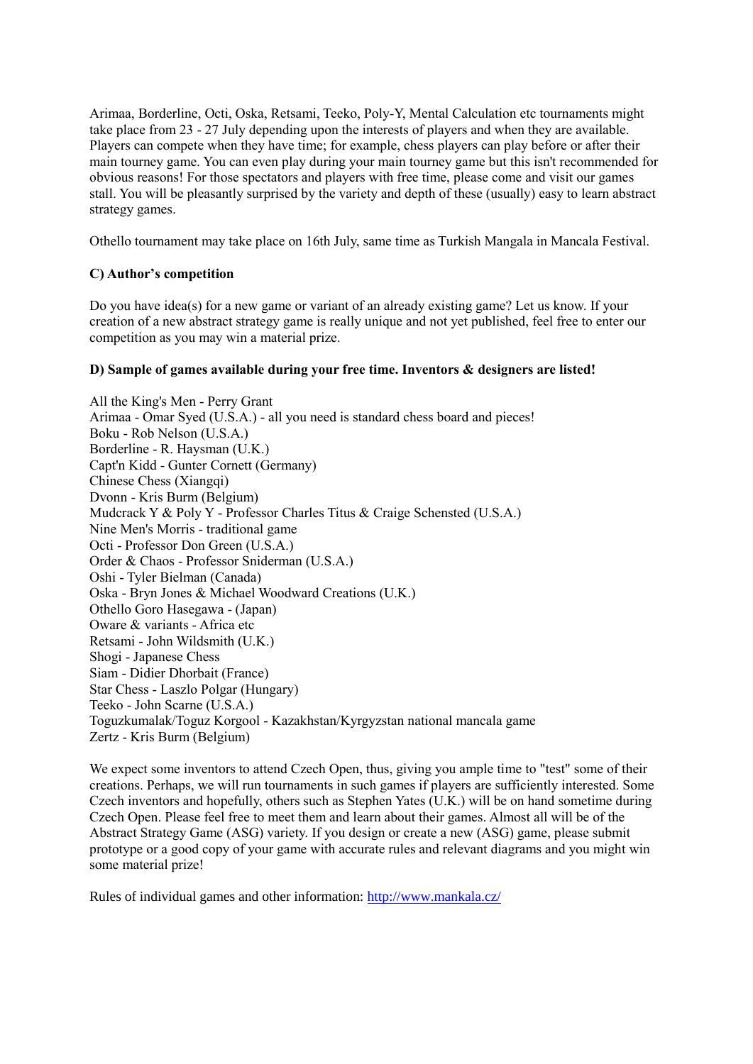Arimaa, Borderline, Octi, Oska, Retsami, Teeko, Poly-Y, Mental Calculation etc tournaments might take place from 23 - 27 July depending upon the interests of players and when they are available. Players can compete when they have time; for example, chess players can play before or after their main tourney game. You can even play during your main tourney game but this isn't recommended for obvious reasons! For those spectators and players with free time, please come and visit our games stall. You will be pleasantly surprised by the variety and depth of these (usually) easy to learn abstract strategy games.

Othello tournament may take place on 16th July, same time as Turkish Mangala in Mancala Festival.

**C) Author's competition**

Do you have idea(s) for a new game or variant of an already existing game? Let us know. If your creation of a new abstract strategy game is really unique and not yet published, feel free to enter our competition as you may win a material prize.

**D) Sample of games available during your free time. Inventors & designers are listed!**

All the King's Men - Perry Grant
Arimaa - Omar Syed (U.S.A.) - all you need is standard chess board and pieces!
Boku - Rob Nelson (U.S.A.)
Borderline - R. Haysman (U.K.)
Capt'n Kidd - Gunter Cornett (Germany)
Chinese Chess (Xiangqi)
Dvonn - Kris Burm (Belgium)
Mudcrack Y & Poly Y - Professor Charles Titus & Craige Schensted (U.S.A.)
Nine Men's Morris - traditional game
Octi - Professor Don Green (U.S.A.)
Order & Chaos - Professor Sniderman (U.S.A.)
Oshi - Tyler Bielman (Canada)
Oska - Bryn Jones & Michael Woodward Creations (U.K.)
Othello Goro Hasegawa - (Japan)
Oware & variants - Africa etc
Retsami - John Wildsmith (U.K.)
Shogi - Japanese Chess
Siam - Didier Dhorbait (France)
Star Chess - Laszlo Polgar (Hungary)
Teeko - John Scarne (U.S.A.)
Toguzkumalak/Toguz Korgool - Kazakhstan/Kyrgyzstan national mancala game
Zertz - Kris Burm (Belgium)

We expect some inventors to attend Czech Open, thus, giving you ample time to "test" some of their creations. Perhaps, we will run tournaments in such games if players are sufficiently interested. Some Czech inventors and hopefully, others such as Stephen Yates (U.K.) will be on hand sometime during Czech Open. Please feel free to meet them and learn about their games. Almost all will be of the Abstract Strategy Game (ASG) variety. If you design or create a new (ASG) game, please submit prototype or a good copy of your game with accurate rules and relevant diagrams and you might win some material prize!

Rules of individual games and other information: [http://www.mankala.cz/](http://www.mankala.cz/)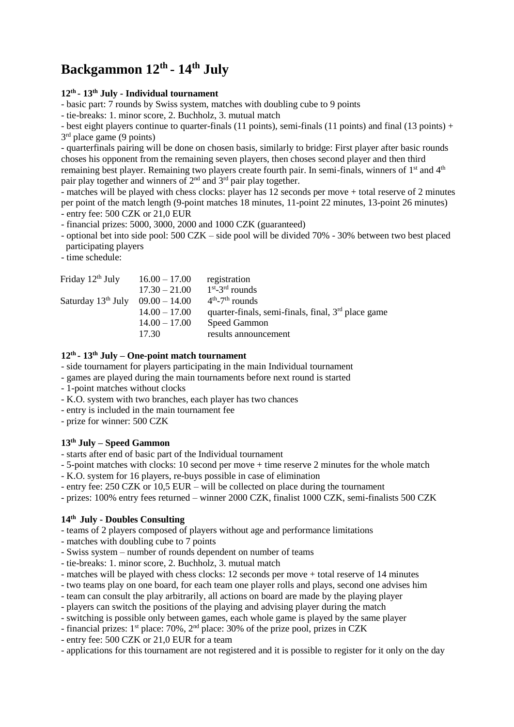# Backgammon 12th - 14th July

### 12th - 13th July - Individual tournament

- basic part: 7 rounds by Swiss system, matches with doubling cube to 9 points
- tie-breaks: 1. minor score, 2. Buchholz, 3. mutual match
- best eight players continue to quarter-finals (11 points), semi-finals (11 points) and final (13 points) + 3rd place game (9 points)
- quarterfinals pairing will be done on chosen basis, similarly to bridge: First player after basic rounds choses his opponent from the remaining seven players, then choses second player and then third remaining best player. Remaining two players create fourth pair. In semi-finals, winners of 1st and 4th pair play together and winners of 2nd and 3rd pair play together.
- matches will be played with chess clocks: player has 12 seconds per move + total reserve of 2 minutes per point of the match length (9-point matches 18 minutes, 11-point 22 minutes, 13-point 26 minutes)
- entry fee: 500 CZK or 21,0 EUR
- financial prizes: 5000, 3000, 2000 and 1000 CZK (guaranteed)
- optional bet into side pool: 500 CZK – side pool will be divided 70% - 30% between two best placed participating players
- time schedule:

| | | |
|---|---|---|
| Friday 12th July | 16.00 – 17.00 | registration |
| | 17.30 – 21.00 | 1st-3rd rounds |
| Saturday 13th July | 09.00 – 14.00 | 4th-7th rounds |
| | 14.00 – 17.00 | quarter-finals, semi-finals, final, 3rd place game |
| | 14.00 – 17.00 | Speed Gammon |
| | 17.30 | results announcement |

### 12th - 13th July – One-point match tournament

- side tournament for players participating in the main Individual tournament
- games are played during the main tournaments before next round is started
- 1-point matches without clocks
- K.O. system with two branches, each player has two chances
- entry is included in the main tournament fee
- prize for winner: 500 CZK

### 13th July – Speed Gammon

- starts after end of basic part of the Individual tournament
- 5-point matches with clocks: 10 second per move + time reserve 2 minutes for the whole match
- K.O. system for 16 players, re-buys possible in case of elimination
- entry fee: 250 CZK or 10,5 EUR – will be collected on place during the tournament
- prizes: 100% entry fees returned – winner 2000 CZK, finalist 1000 CZK, semi-finalists 500 CZK

### 14th July - Doubles Consulting

- teams of 2 players composed of players without age and performance limitations
- matches with doubling cube to 7 points
- Swiss system – number of rounds dependent on number of teams
- tie-breaks: 1. minor score, 2. Buchholz, 3. mutual match
- matches will be played with chess clocks: 12 seconds per move + total reserve of 14 minutes
- two teams play on one board, for each team one player rolls and plays, second one advises him
- team can consult the play arbitrarily, all actions on board are made by the playing player
- players can switch the positions of the playing and advising player during the match
- switching is possible only between games, each whole game is played by the same player
- financial prizes: 1st place: 70%, 2nd place: 30% of the prize pool, prizes in CZK
- entry fee: 500 CZK or 21,0 EUR for a team
- applications for this tournament are not registered and it is possible to register for it only on the day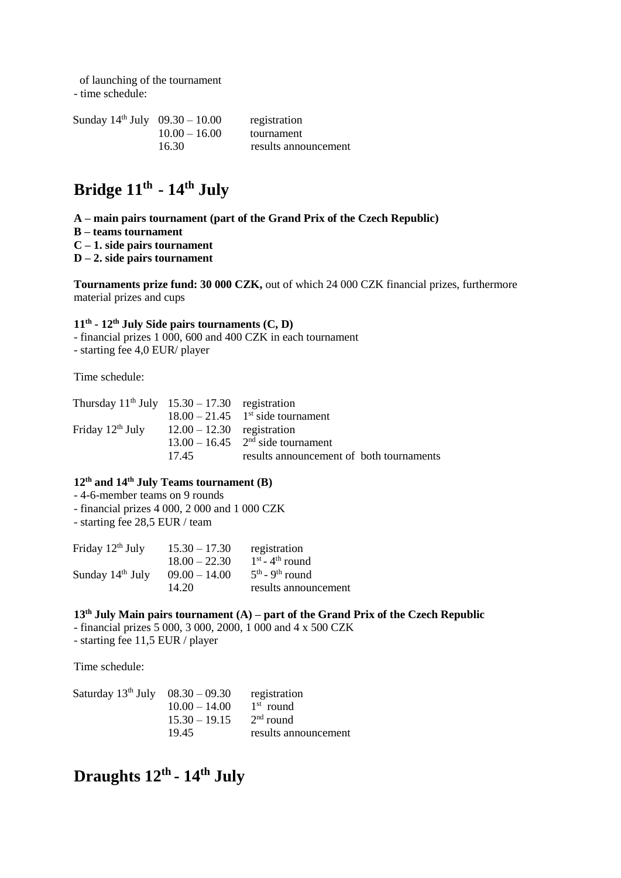of launching of the tournament
- time schedule:

| | | |
|---|---|---|
| Sunday 14th July | 09.30 – 10.00 | registration |
| | 10.00 – 16.00 | tournament |
| | 16.30 | results announcement |

# Bridge 11th - 14th July

**A – main pairs tournament (part of the Grand Prix of the Czech Republic)**
**B – teams tournament**
**C – 1. side pairs tournament**
**D – 2. side pairs tournament**

**Tournaments prize fund: 30 000 CZK,** out of which 24 000 CZK financial prizes, furthermore material prizes and cups

### 11th - 12th July Side pairs tournaments (C, D)

- financial prizes 1 000, 600 and 400 CZK in each tournament
- starting fee 4,0 EUR/ player

Time schedule:

| | | |
|---|---|---|
| Thursday 11th July | 15.30 – 17.30 | registration |
| | 18.00 – 21.45 | 1st side tournament |
| Friday 12th July | 12.00 – 12.30 | registration |
| | 13.00 – 16.45 | 2nd side tournament |
| | 17.45 | results announcement of both tournaments |

### 12th and 14th July Teams tournament (B)

- 4-6-member teams on 9 rounds
- financial prizes 4 000, 2 000 and 1 000 CZK
- starting fee 28,5 EUR / team

| | | |
|---|---|---|
| Friday 12th July | 15.30 – 17.30 | registration |
| | 18.00 – 22.30 | 1st - 4th round |
| Sunday 14th July | 09.00 – 14.00 | 5th - 9th round |
| | 14.20 | results announcement |

### 13th July Main pairs tournament (A) – part of the Grand Prix of the Czech Republic

- financial prizes 5 000, 3 000, 2000, 1 000 and 4 x 500 CZK
- starting fee 11,5 EUR / player

Time schedule:

| | | |
|---|---|---|
| Saturday 13th July | 08.30 – 09.30 | registration |
| | 10.00 – 14.00 | 1st round |
| | 15.30 – 19.15 | 2nd round |
| | 19.45 | results announcement |

# Draughts 12th - 14th July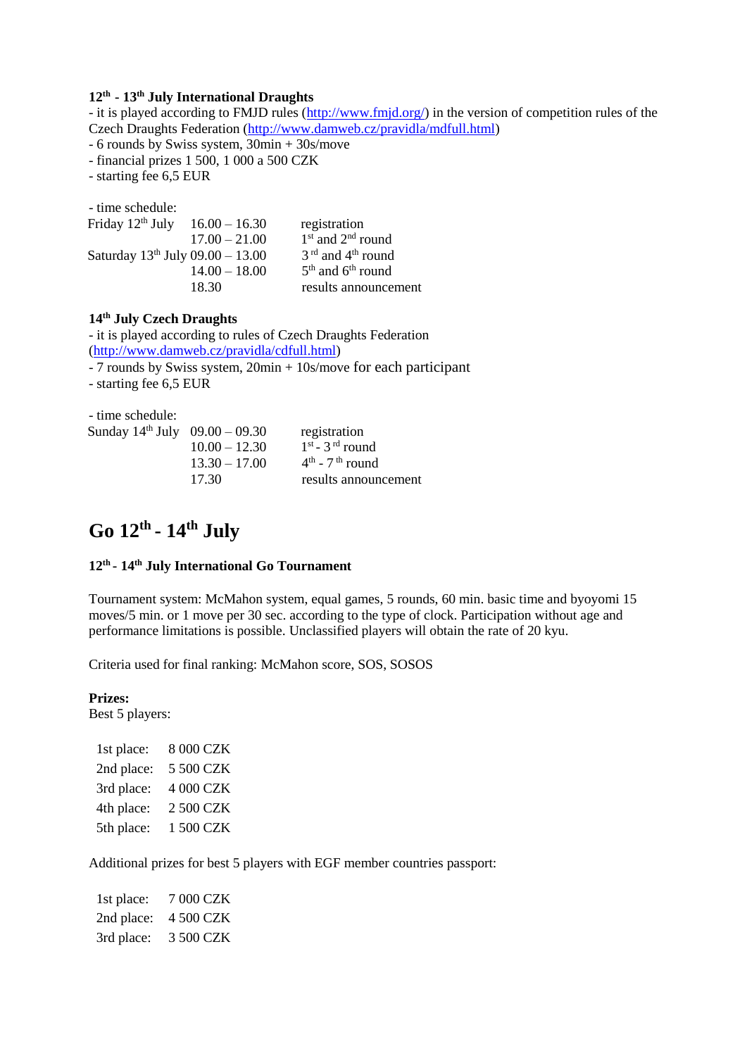**12th - 13th July International Draughts**

- it is played according to FMJD rules (http://www.fmjd.org/) in the version of competition rules of the Czech Draughts Federation (http://www.damweb.cz/pravidla/mdfull.html)
- 6 rounds by Swiss system, 30min + 30s/move
- financial prizes 1 500, 1 000 a 500 CZK
- starting fee 6,5 EUR

- time schedule:

| | | |
|---|---|---|
| Friday 12th July | 16.00 – 16.30 | registration |
| | 17.00 – 21.00 | 1st and 2nd round |
| Saturday 13th July | 09.00 – 13.00 | 3rd and 4th round |
| | 14.00 – 18.00 | 5th and 6th round |
| | 18.30 | results announcement |

**14th July Czech Draughts**

- it is played according to rules of Czech Draughts Federation (http://www.damweb.cz/pravidla/cdfull.html)
- 7 rounds by Swiss system, 20min + 10s/move for each participant
- starting fee 6,5 EUR

- time schedule:

| | | |
|---|---|---|
| Sunday 14th July | 09.00 – 09.30 | registration |
| | 10.00 – 12.30 | 1st - 3rd round |
| | 13.30 – 17.00 | 4th - 7th round |
| | 17.30 | results announcement |

# Go 12th - 14th July

**12th - 14th July International Go Tournament**

Tournament system: McMahon system, equal games, 5 rounds, 60 min. basic time and byoyomi 15 moves/5 min. or 1 move per 30 sec. according to the type of clock. Participation without age and performance limitations is possible. Unclassified players will obtain the rate of 20 kyu.

Criteria used for final ranking: McMahon score, SOS, SOSOS

**Prizes:**
Best 5 players:

| | |
|---|---|
| 1st place: | 8 000 CZK |
| 2nd place: | 5 500 CZK |
| 3rd place: | 4 000 CZK |
| 4th place: | 2 500 CZK |
| 5th place: | 1 500 CZK |

Additional prizes for best 5 players with EGF member countries passport:

| | |
|---|---|
| 1st place: | 7 000 CZK |
| 2nd place: | 4 500 CZK |
| 3rd place: | 3 500 CZK |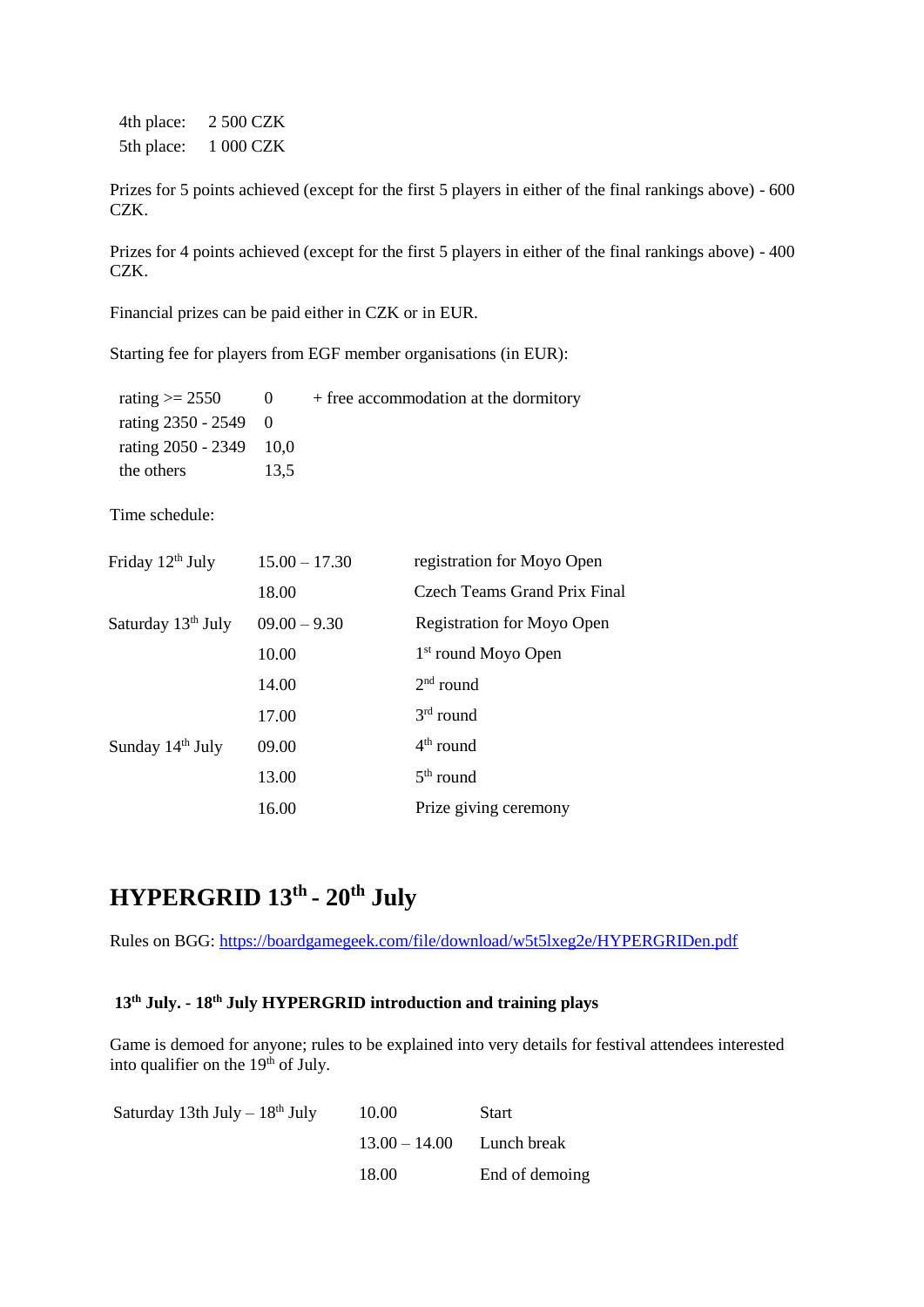| | |
|---|---|
| 4th place: | 2 500 CZK |
| 5th place: | 1 000 CZK |

Prizes for 5 points achieved (except for the first 5 players in either of the final rankings above) - 600 CZK.

Prizes for 4 points achieved (except for the first 5 players in either of the final rankings above) - 400 CZK.

Financial prizes can be paid either in CZK or in EUR.

Starting fee for players from EGF member organisations (in EUR):

| | | |
|---|---|---|
| rating >= 2550 | 0 | + free accommodation at the dormitory |
| rating 2350 - 2549 | 0 | |
| rating 2050 - 2349 | 10,0 | |
| the others | 13,5 | |

Time schedule:

| | | |
|---|---|---|
| Friday 12th July | 15.00 – 17.30 | registration for Moyo Open |
| | 18.00 | Czech Teams Grand Prix Final |
| Saturday 13th July | 09.00 – 9.30 | Registration for Moyo Open |
| | 10.00 | 1st round Moyo Open |
| | 14.00 | 2nd round |
| | 17.00 | 3rd round |
| Sunday 14th July | 09.00 | 4th round |
| | 13.00 | 5th round |
| | 16.00 | Prize giving ceremony |

## HYPERGRID 13th - 20th July

Rules on BGG: https://boardgamegeek.com/file/download/w5t5lxeg2e/HYPERGRIDen.pdf

### 13th July. - 18th July HYPERGRID introduction and training plays

Game is demoed for anyone; rules to be explained into very details for festival attendees interested into qualifier on the 19th of July.

| | | |
|---|---|---|
| Saturday 13th July – 18th July | 10.00 | Start |
| | 13.00 – 14.00 | Lunch break |
| | 18.00 | End of demoing |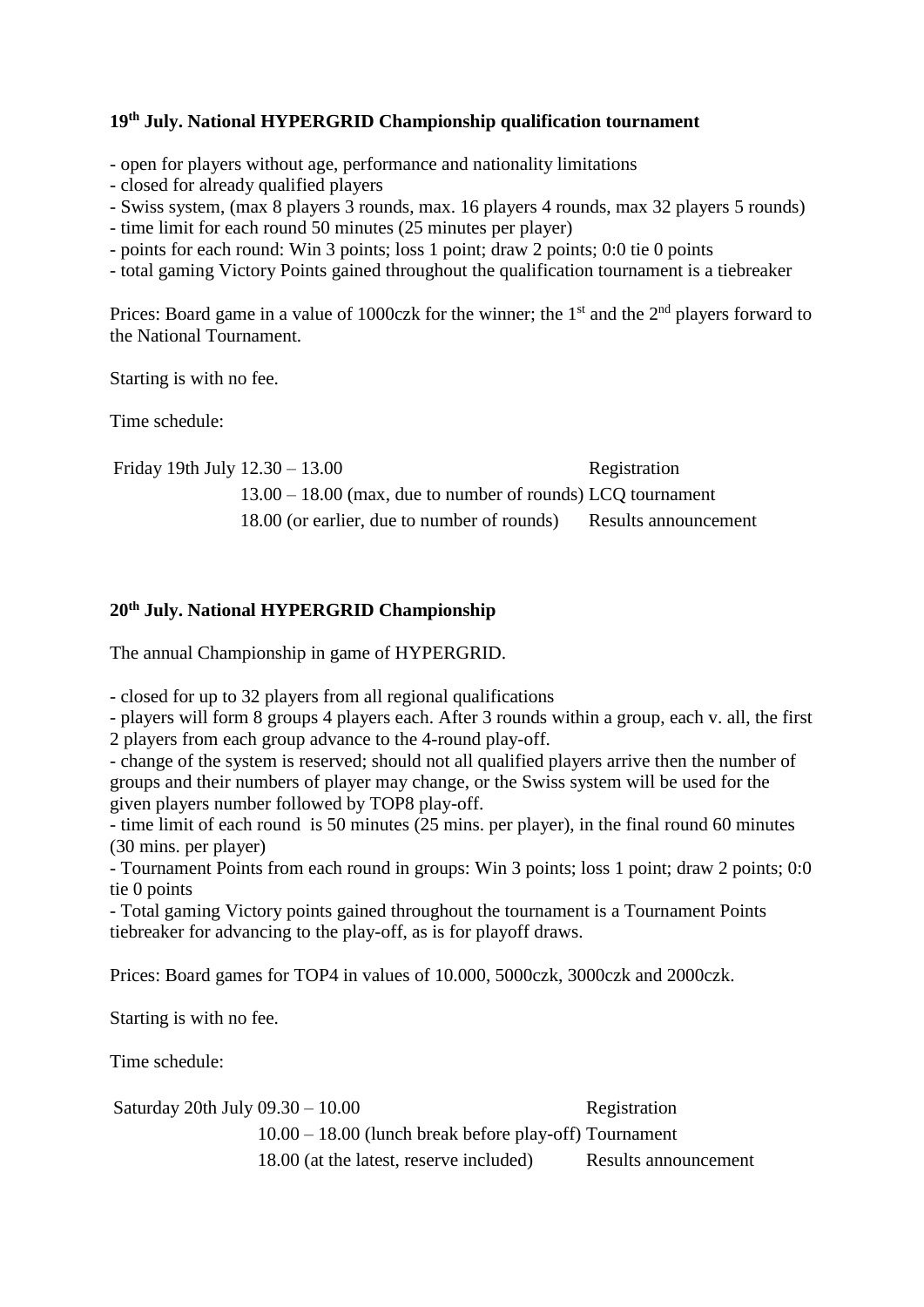### 19th July. National HYPERGRID Championship qualification tournament

- open for players without age, performance and nationality limitations
- closed for already qualified players
- Swiss system, (max 8 players 3 rounds, max. 16 players 4 rounds, max 32 players 5 rounds)
- time limit for each round 50 minutes (25 minutes per player)
- points for each round: Win 3 points; loss 1 point; draw 2 points; 0:0 tie 0 points
- total gaming Victory Points gained throughout the qualification tournament is a tiebreaker

Prices: Board game in a value of 1000czk for the winner; the 1st and the 2nd players forward to the National Tournament.

Starting is with no fee.

Time schedule:

| | | |
|---|---|---|
| Friday 19th July | 12.30 – 13.00 | Registration |
| | 13.00 – 18.00 (max, due to number of rounds) | LCQ tournament |
| | 18.00 (or earlier, due to number of rounds) | Results announcement |

### 20th July. National HYPERGRID Championship

The annual Championship in game of HYPERGRID.

- closed for up to 32 players from all regional qualifications
- players will form 8 groups 4 players each. After 3 rounds within a group, each v. all, the first 2 players from each group advance to the 4-round play-off.
- change of the system is reserved; should not all qualified players arrive then the number of groups and their numbers of player may change, or the Swiss system will be used for the given players number followed by TOP8 play-off.
- time limit of each round is 50 minutes (25 mins. per player), in the final round 60 minutes (30 mins. per player)
- Tournament Points from each round in groups: Win 3 points; loss 1 point; draw 2 points; 0:0 tie 0 points
- Total gaming Victory points gained throughout the tournament is a Tournament Points tiebreaker for advancing to the play-off, as is for playoff draws.

Prices: Board games for TOP4 in values of 10.000, 5000czk, 3000czk and 2000czk.

Starting is with no fee.

Time schedule:

| | | |
|---|---|---|
| Saturday 20th July | 09.30 – 10.00 | Registration |
| | 10.00 – 18.00 (lunch break before play-off) | Tournament |
| | 18.00 (at the latest, reserve included) | Results announcement |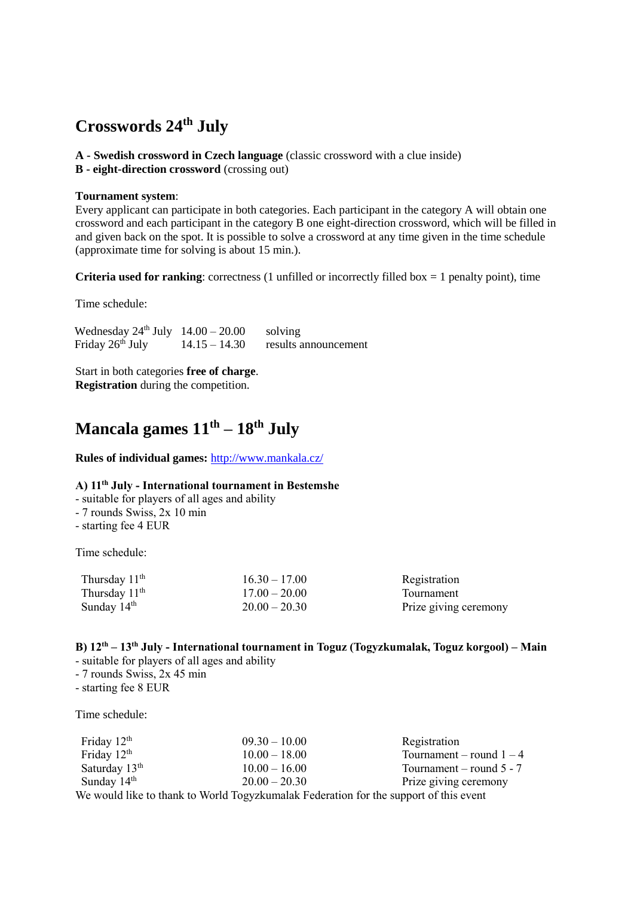## Crosswords 24th July

**A - Swedish crossword in Czech language** (classic crossword with a clue inside)
**B - eight-direction crossword** (crossing out)

**Tournament system**:
Every applicant can participate in both categories. Each participant in the category A will obtain one crossword and each participant in the category B one eight-direction crossword, which will be filled in and given back on the spot. It is possible to solve a crossword at any time given in the time schedule (approximate time for solving is about 15 min.).

**Criteria used for ranking**: correctness (1 unfilled or incorrectly filled box = 1 penalty point), time

Time schedule:

| | | |
|---|---|---|
| Wednesday 24th July | 14.00 – 20.00 | solving |
| Friday 26th July | 14.15 – 14.30 | results announcement |

Start in both categories **free of charge**.
**Registration** during the competition.

## Mancala games 11th – 18th July

**Rules of individual games:** [http://www.mankala.cz/](http://www.mankala.cz/)

**A) 11th July - International tournament in Bestemshe**
- suitable for players of all ages and ability
- 7 rounds Swiss, 2x 10 min
- starting fee 4 EUR

Time schedule:

| | | |
|---|---|---|
| Thursday 11th | 16.30 – 17.00 | Registration |
| Thursday 11th | 17.00 – 20.00 | Tournament |
| Sunday 14th | 20.00 – 20.30 | Prize giving ceremony |

**B) 12th – 13th July - International tournament in Toguz (Togyzkumalak, Toguz korgool) – Main**
- suitable for players of all ages and ability
- 7 rounds Swiss, 2x 45 min
- starting fee 8 EUR

Time schedule:

| | | |
|---|---|---|
| Friday 12th | 09.30 – 10.00 | Registration |
| Friday 12th | 10.00 – 18.00 | Tournament – round 1 – 4 |
| Saturday 13th | 10.00 – 16.00 | Tournament – round 5 - 7 |
| Sunday 14th | 20.00 – 20.30 | Prize giving ceremony |

We would like to thank to World Togyzkumalak Federation for the support of this event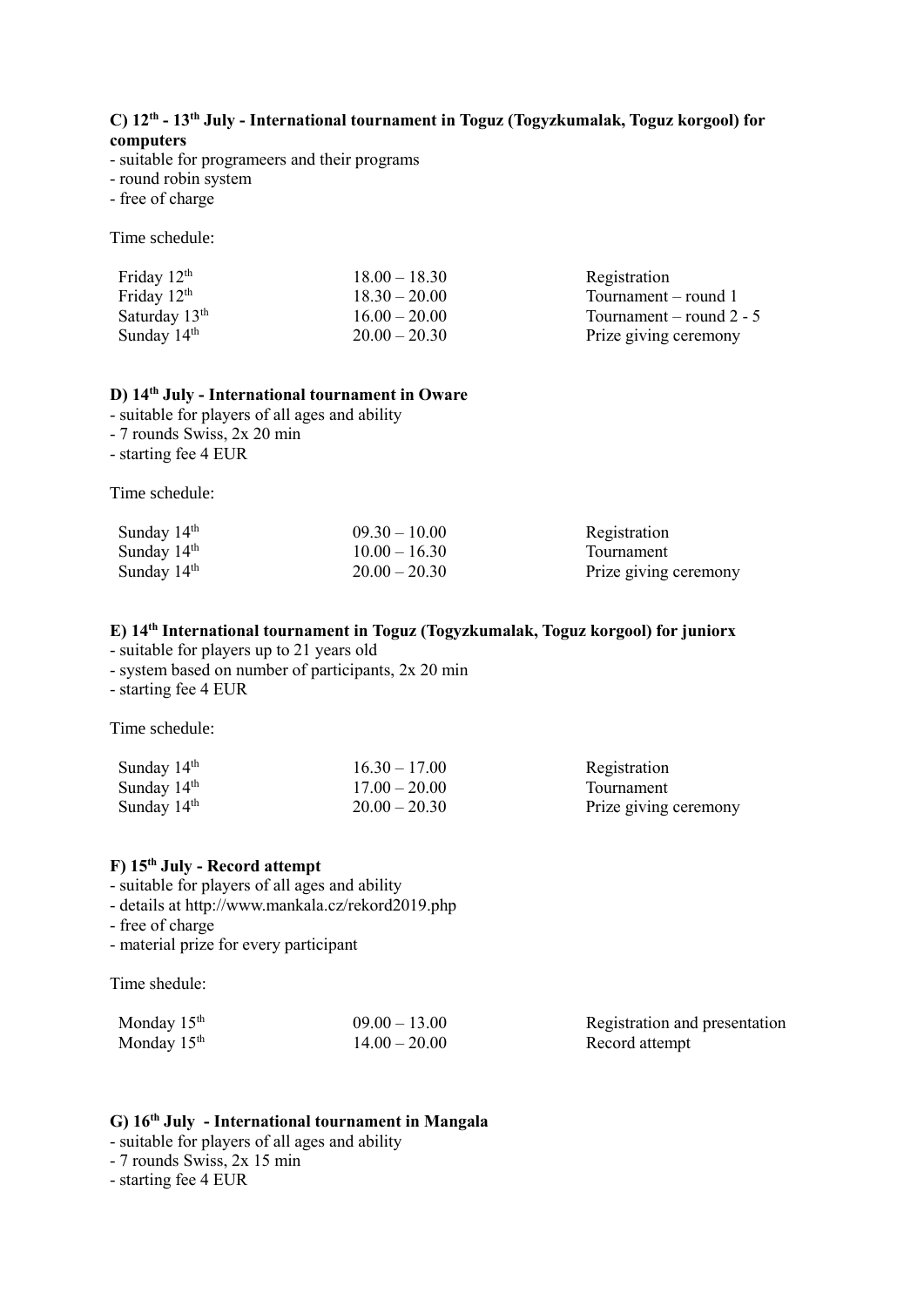### C) 12th - 13th July - International tournament in Toguz (Togyzkumalak, Toguz korgool) for computers

- suitable for programeers and their programs
- round robin system
- free of charge

Time schedule:

| | | |
|---|---|---|
| Friday 12th | 18.00 – 18.30 | Registration |
| Friday 12th | 18.30 – 20.00 | Tournament – round 1 |
| Saturday 13th | 16.00 – 20.00 | Tournament – round 2 - 5 |
| Sunday 14th | 20.00 – 20.30 | Prize giving ceremony |

### D) 14th July - International tournament in Oware

- suitable for players of all ages and ability
- 7 rounds Swiss, 2x 20 min
- starting fee 4 EUR

Time schedule:

| | | |
|---|---|---|
| Sunday 14th | 09.30 – 10.00 | Registration |
| Sunday 14th | 10.00 – 16.30 | Tournament |
| Sunday 14th | 20.00 – 20.30 | Prize giving ceremony |

### E) 14th International tournament in Toguz (Togyzkumalak, Toguz korgool) for juniorx

- suitable for players up to 21 years old
- system based on number of participants, 2x 20 min
- starting fee 4 EUR

Time schedule:

| | | |
|---|---|---|
| Sunday 14th | 16.30 – 17.00 | Registration |
| Sunday 14th | 17.00 – 20.00 | Tournament |
| Sunday 14th | 20.00 – 20.30 | Prize giving ceremony |

### F) 15th July - Record attempt

- suitable for players of all ages and ability
- details at http://www.mankala.cz/rekord2019.php
- free of charge
- material prize for every participant

Time shedule:

| | | |
|---|---|---|
| Monday 15th | 09.00 – 13.00 | Registration and presentation |
| Monday 15th | 14.00 – 20.00 | Record attempt |

### G) 16th July - International tournament in Mangala

- suitable for players of all ages and ability
- 7 rounds Swiss, 2x 15 min
- starting fee 4 EUR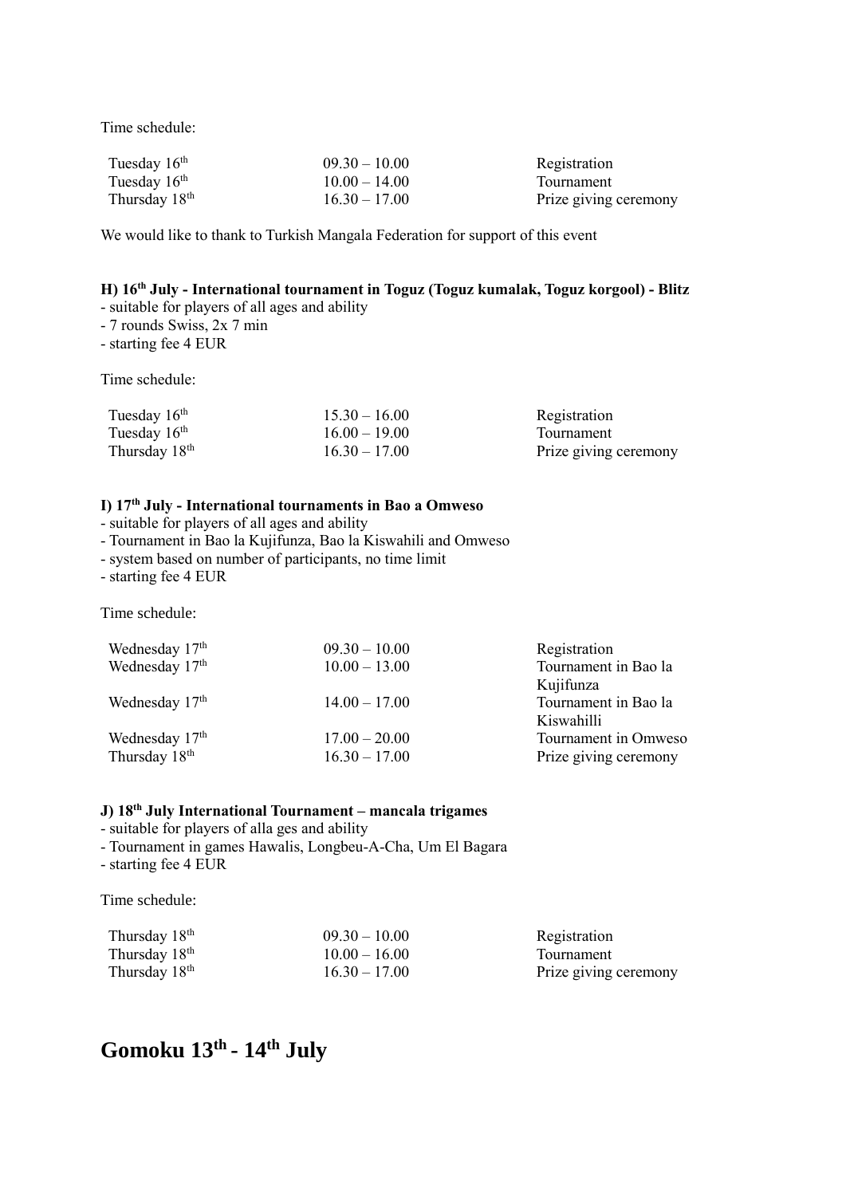Time schedule:

| | | |
|---|---|---|
| Tuesday 16th | 09.30 – 10.00 | Registration |
| Tuesday 16th | 10.00 – 14.00 | Tournament |
| Thursday 18th | 16.30 – 17.00 | Prize giving ceremony |

We would like to thank to Turkish Mangala Federation for support of this event

### H) 16th July - International tournament in Toguz (Toguz kumalak, Toguz korgool) - Blitz

- suitable for players of all ages and ability
- 7 rounds Swiss, 2x 7 min
- starting fee 4 EUR

Time schedule:

| | | |
|---|---|---|
| Tuesday 16th | 15.30 – 16.00 | Registration |
| Tuesday 16th | 16.00 – 19.00 | Tournament |
| Thursday 18th | 16.30 – 17.00 | Prize giving ceremony |

### I) 17th July - International tournaments in Bao a Omweso

- suitable for players of all ages and ability
- Tournament in Bao la Kujifunza, Bao la Kiswahili and Omweso
- system based on number of participants, no time limit
- starting fee 4 EUR

Time schedule:

| | | |
|---|---|---|
| Wednesday 17th | 09.30 – 10.00 | Registration |
| Wednesday 17th | 10.00 – 13.00 | Tournament in Bao la Kujifunza |
| Wednesday 17th | 14.00 – 17.00 | Tournament in Bao la Kiswahilli |
| Wednesday 17th | 17.00 – 20.00 | Tournament in Omweso |
| Thursday 18th | 16.30 – 17.00 | Prize giving ceremony |

### J) 18th July International Tournament – mancala trigames

- suitable for players of alla ges and ability
- Tournament in games Hawalis, Longbeu-A-Cha, Um El Bagara
- starting fee 4 EUR

Time schedule:

| | | |
|---|---|---|
| Thursday 18th | 09.30 – 10.00 | Registration |
| Thursday 18th | 10.00 – 16.00 | Tournament |
| Thursday 18th | 16.30 – 17.00 | Prize giving ceremony |

# Gomoku 13th - 14th July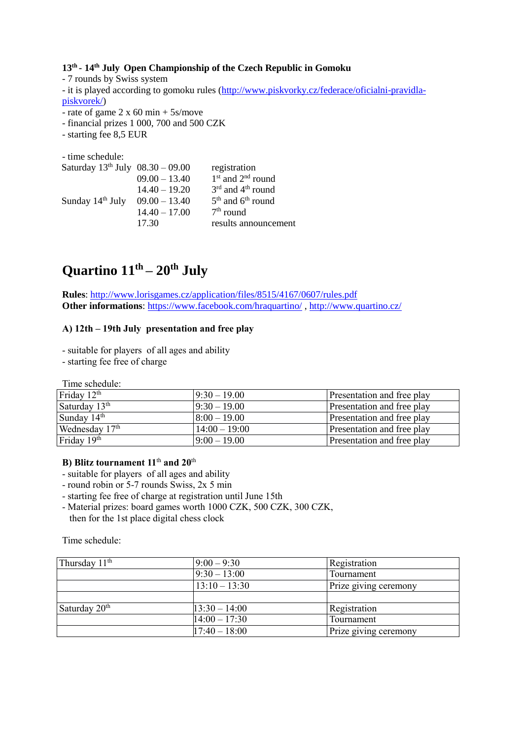**13th - 14th July Open Championship of the Czech Republic in Gomoku**

- 7 rounds by Swiss system
- it is played according to gomoku rules ([http://www.piskvorky.cz/federace/oficialni-pravidla-piskvorek/](http://www.piskvorky.cz/federace/oficialni-pravidla-piskvorek/))
- rate of game 2 x 60 min + 5s/move
- financial prizes 1 000, 700 and 500 CZK
- starting fee 8,5 EUR

- time schedule:

| | | |
|---|---|---|
| Saturday 13th July | 08.30 – 09.00 | registration |
| | 09.00 – 13.40 | 1st and 2nd round |
| | 14.40 – 19.20 | 3rd and 4th round |
| Sunday 14th July | 09.00 – 13.40 | 5th and 6th round |
| | 14.40 – 17.00 | 7th round |
| | 17.30 | results announcement |

# Quartino 11th – 20th July

**Rules**: [http://www.lorisgames.cz/application/files/8515/4167/0607/rules.pdf](http://www.lorisgames.cz/application/files/8515/4167/0607/rules.pdf)
**Other informations**: [https://www.facebook.com/hraquartino/](https://www.facebook.com/hraquartino/) , [http://www.quartino.cz/](http://www.quartino.cz/)

**A) 12th – 19th July presentation and free play**

- suitable for players of all ages and ability
- starting fee free of charge

Time schedule:

| | | |
|---|---|---|
| Friday 12th | 9:30 – 19.00 | Presentation and free play |
| Saturday 13th | 9:30 – 19.00 | Presentation and free play |
| Sunday 14th | 8:00 – 19.00 | Presentation and free play |
| Wednesday 17th | 14:00 – 19:00 | Presentation and free play |
| Friday 19th | 9:00 – 19.00 | Presentation and free play |

**B) Blitz tournament 11th and 20th**

- suitable for players of all ages and ability
- round robin or 5-7 rounds Swiss, 2x 5 min
- starting fee free of charge at registration until June 15th
- Material prizes: board games worth 1000 CZK, 500 CZK, 300 CZK, then for the 1st place digital chess clock

Time schedule:

| | | |
|---|---|---|
| Thursday 11th | 9:00 – 9:30 | Registration |
| | 9:30 – 13:00 | Tournament |
| | 13:10 – 13:30 | Prize giving ceremony |
| | | |
| Saturday 20th | 13:30 – 14:00 | Registration |
| | 14:00 – 17:30 | Tournament |
| | 17:40 – 18:00 | Prize giving ceremony |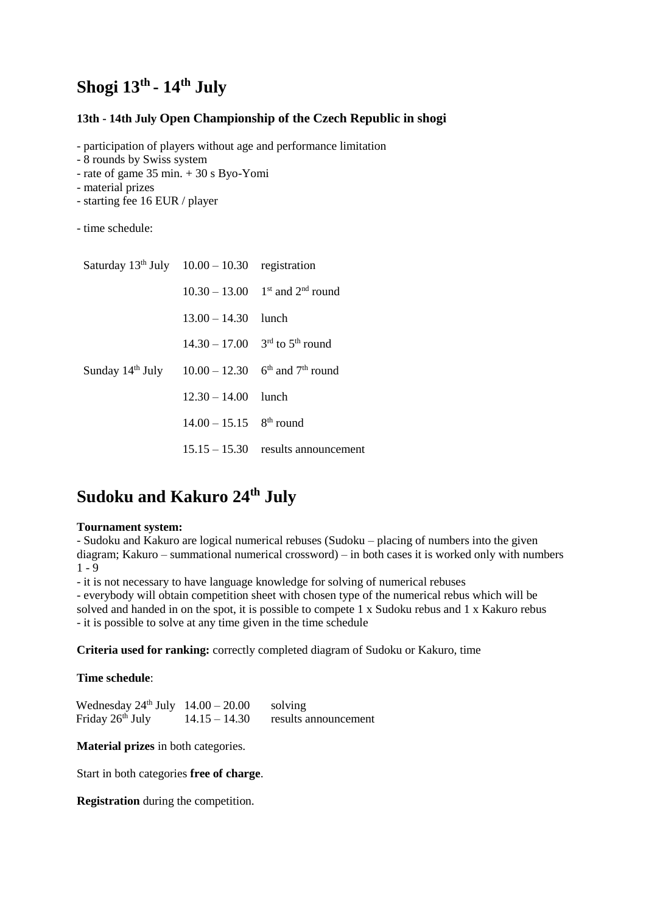# Shogi 13th - 14th July

### 13th - 14th July Open Championship of the Czech Republic in shogi

- participation of players without age and performance limitation
- 8 rounds by Swiss system
- rate of game 35 min. + 30 s Byo-Yomi
- material prizes
- starting fee 16 EUR / player

- time schedule:

| | | |
|---|---|---|
| Saturday 13th July | 10.00 – 10.30 | registration |
| | 10.30 – 13.00 | 1st and 2nd round |
| | 13.00 – 14.30 | lunch |
| | 14.30 – 17.00 | 3rd to 5th round |
| Sunday 14th July | 10.00 – 12.30 | 6th and 7th round |
| | 12.30 – 14.00 | lunch |
| | 14.00 – 15.15 | 8th round |
| | 15.15 – 15.30 | results announcement |

# Sudoku and Kakuro 24th July

**Tournament system:**

- Sudoku and Kakuro are logical numerical rebuses (Sudoku – placing of numbers into the given diagram; Kakuro – summational numerical crossword) – in both cases it is worked only with numbers 1 - 9
- it is not necessary to have language knowledge for solving of numerical rebuses
- everybody will obtain competition sheet with chosen type of the numerical rebus which will be solved and handed in on the spot, it is possible to compete 1 x Sudoku rebus and 1 x Kakuro rebus
- it is possible to solve at any time given in the time schedule

**Criteria used for ranking:** correctly completed diagram of Sudoku or Kakuro, time

**Time schedule**:

| | | |
|---|---|---|
| Wednesday 24th July | 14.00 – 20.00 | solving |
| Friday 26th July | 14.15 – 14.30 | results announcement |

**Material prizes** in both categories.

Start in both categories **free of charge**.

**Registration** during the competition.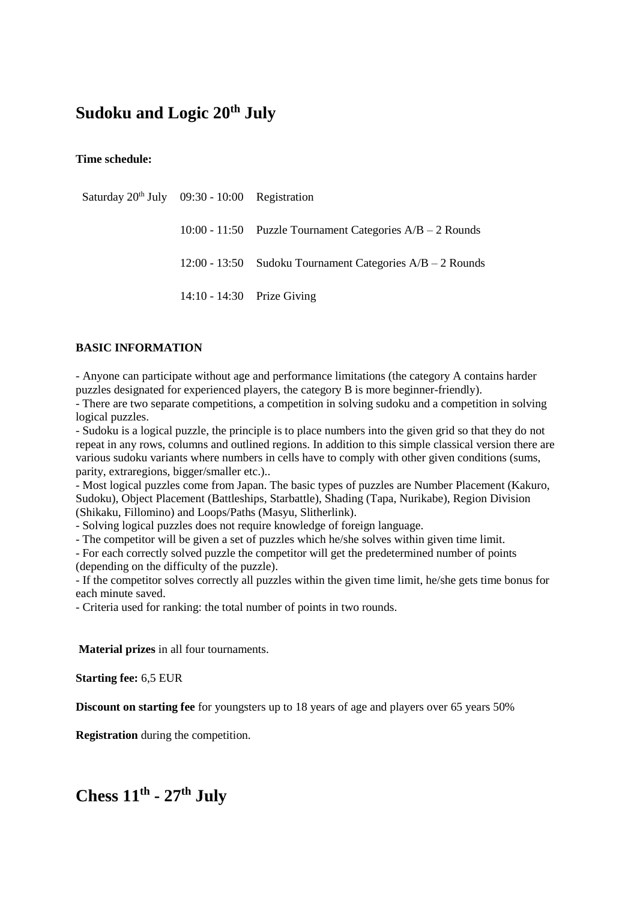# Sudoku and Logic 20th July

**Time schedule:**

| | | |
|---|---|---|
| Saturday 20th July | 09:30 - 10:00 | Registration |
| | 10:00 - 11:50 | Puzzle Tournament Categories A/B – 2 Rounds |
| | 12:00 - 13:50 | Sudoku Tournament Categories A/B – 2 Rounds |
| | 14:10 - 14:30 | Prize Giving |

**BASIC INFORMATION**

- Anyone can participate without age and performance limitations (the category A contains harder puzzles designated for experienced players, the category B is more beginner-friendly).
- There are two separate competitions, a competition in solving sudoku and a competition in solving logical puzzles.
- Sudoku is a logical puzzle, the principle is to place numbers into the given grid so that they do not repeat in any rows, columns and outlined regions. In addition to this simple classical version there are various sudoku variants where numbers in cells have to comply with other given conditions (sums, parity, extraregions, bigger/smaller etc.)..
- Most logical puzzles come from Japan. The basic types of puzzles are Number Placement (Kakuro, Sudoku), Object Placement (Battleships, Starbattle), Shading (Tapa, Nurikabe), Region Division (Shikaku, Fillomino) and Loops/Paths (Masyu, Slitherlink).
- Solving logical puzzles does not require knowledge of foreign language.
- The competitor will be given a set of puzzles which he/she solves within given time limit.
- For each correctly solved puzzle the competitor will get the predetermined number of points (depending on the difficulty of the puzzle).
- If the competitor solves correctly all puzzles within the given time limit, he/she gets time bonus for each minute saved.
- Criteria used for ranking: the total number of points in two rounds.

**Material prizes** in all four tournaments.

**Starting fee:** 6,5 EUR

**Discount on starting fee** for youngsters up to 18 years of age and players over 65 years 50%

**Registration** during the competition.

# Chess 11th - 27th July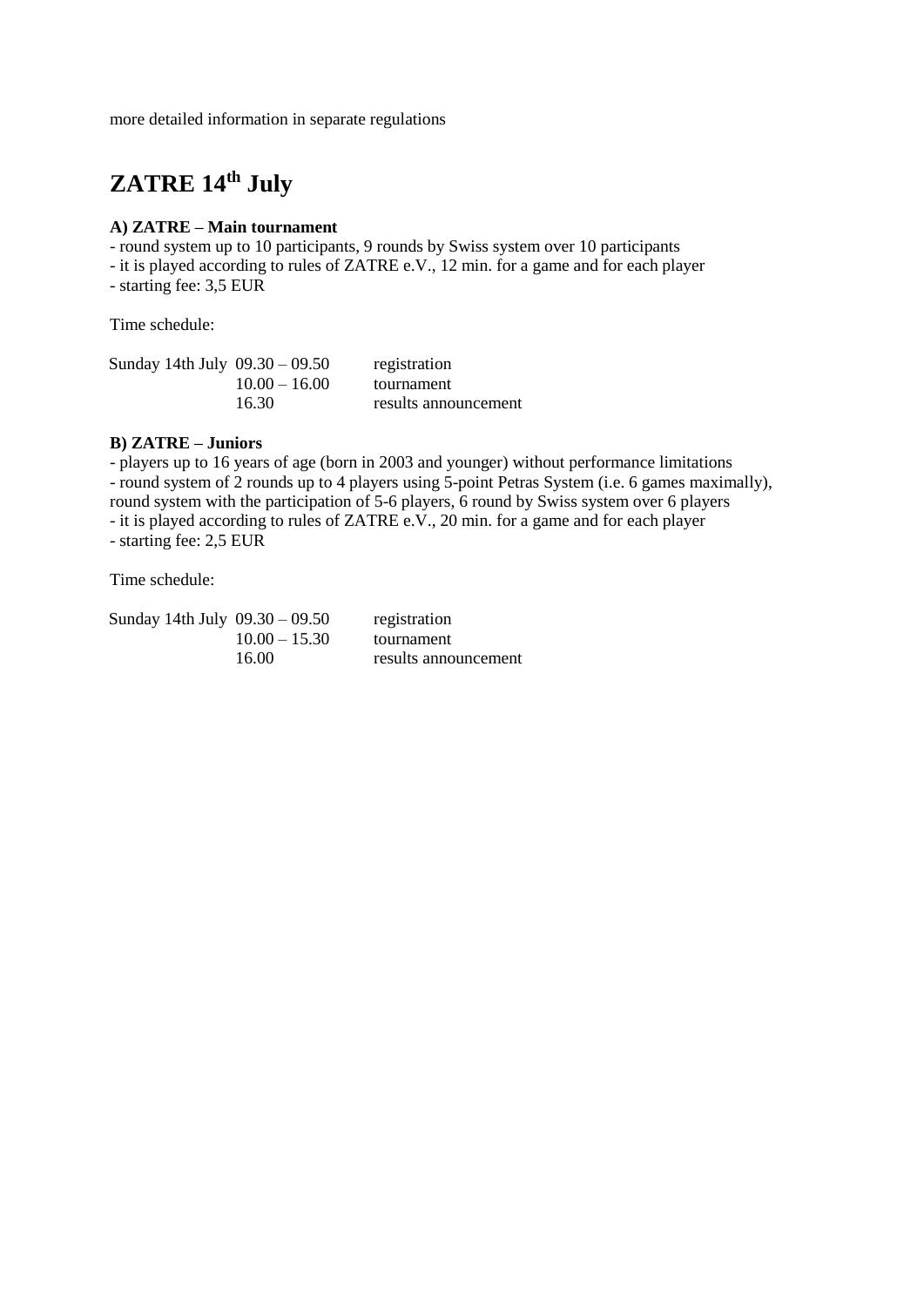more detailed information in separate regulations

# ZATRE 14th July

**A) ZATRE – Main tournament**

- round system up to 10 participants, 9 rounds by Swiss system over 10 participants
- it is played according to rules of ZATRE e.V., 12 min. for a game and for each player
- starting fee: 3,5 EUR

Time schedule:

| | | |
|---|---|---|
| Sunday 14th July | 09.30 – 09.50 | registration |
| | 10.00 – 16.00 | tournament |
| | 16.30 | results announcement |

**B) ZATRE – Juniors**

- players up to 16 years of age (born in 2003 and younger) without performance limitations
- round system of 2 rounds up to 4 players using 5-point Petras System (i.e. 6 games maximally), round system with the participation of 5-6 players, 6 round by Swiss system over 6 players
- it is played according to rules of ZATRE e.V., 20 min. for a game and for each player
- starting fee: 2,5 EUR

Time schedule:

| | | |
|---|---|---|
| Sunday 14th July | 09.30 – 09.50 | registration |
| | 10.00 – 15.30 | tournament |
| | 16.00 | results announcement |